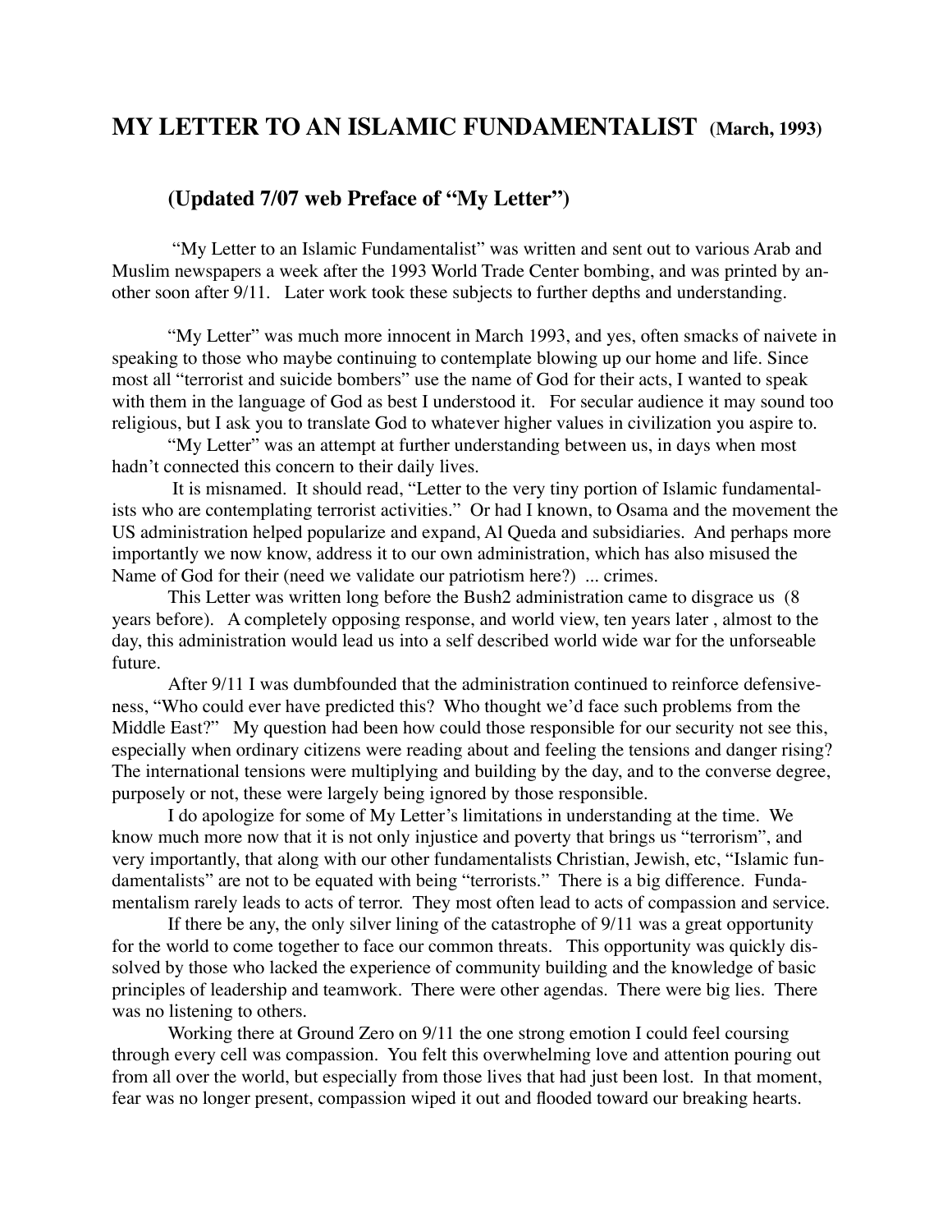# MY LETTER TO AN ISLAMIC FUNDAMENTALIST (March, 1993)

## (Updated 7/07 web Preface of "My Letter")

"My Letter to an Islamic Fundamentalist" was written and sent out to various Arab and Muslim newspapers a week after the 1993 World Trade Center bombing, and was printed by another soon after 9/11. Later work took these subjects to further depths and understanding.

"My Letter" was much more innocent in March 1993, and yes, often smacks of naivete in speaking to those who maybe continuing to contemplate blowing up our home and life. Since most all "terrorist and suicide bombers" use the name of God for their acts, I wanted to speak with them in the language of God as best I understood it. For secular audience it may sound too religious, but I ask you to translate God to whatever higher values in civilization you aspire to.

"My Letter" was an attempt at further understanding between us, in days when most hadn't connected this concern to their daily lives.

It is misnamed. It should read, "Letter to the very tiny portion of Islamic fundamentalists who are contemplating terrorist activities." Or had I known, to Osama and the movement the US administration helped popularize and expand, Al Queda and subsidiaries. And perhaps more importantly we now know, address it to our own administration, which has also misused the Name of God for their (need we validate our patriotism here?) ... crimes.

This Letter was written long before the Bush2 administration came to disgrace us (8 years before). A completely opposing response, and world view, ten years later , almost to the day, this administration would lead us into a self described world wide war for the unforseeable future.

After 9/11 I was dumbfounded that the administration continued to reinforce defensiveness, "Who could ever have predicted this? Who thought we'd face such problems from the Middle East?" My question had been how could those responsible for our security not see this, especially when ordinary citizens were reading about and feeling the tensions and danger rising? The international tensions were multiplying and building by the day, and to the converse degree, purposely or not, these were largely being ignored by those responsible.

I do apologize for some of My Letter's limitations in understanding at the time. We know much more now that it is not only injustice and poverty that brings us "terrorism", and very importantly, that along with our other fundamentalists Christian, Jewish, etc, "Islamic fundamentalists" are not to be equated with being "terrorists." There is a big difference. Fundamentalism rarely leads to acts of terror. They most often lead to acts of compassion and service.

If there be any, the only silver lining of the catastrophe of 9/11 was a great opportunity for the world to come together to face our common threats. This opportunity was quickly dissolved by those who lacked the experience of community building and the knowledge of basic principles of leadership and teamwork. There were other agendas. There were big lies. There was no listening to others.

Working there at Ground Zero on 9/11 the one strong emotion I could feel coursing through every cell was compassion. You felt this overwhelming love and attention pouring out from all over the world, but especially from those lives that had just been lost. In that moment, fear was no longer present, compassion wiped it out and flooded toward our breaking hearts.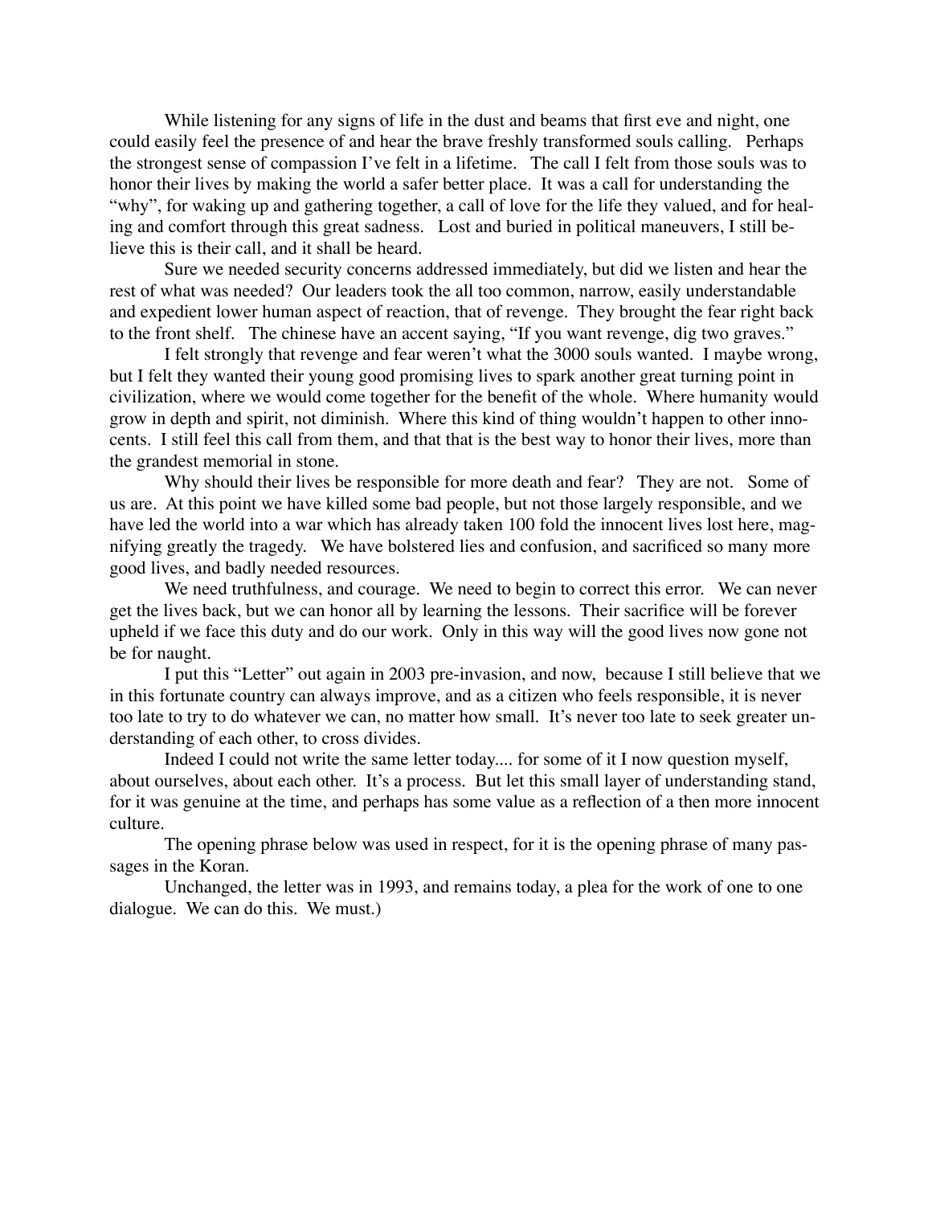While listening for any signs of life in the dust and beams that first eve and night, one could easily feel the presence of and hear the brave freshly transformed souls calling. Perhaps the strongest sense of compassion I've felt in a lifetime. The call I felt from those souls was to honor their lives by making the world a safer better place. It was a call for understanding the "why", for waking up and gathering together, a call of love for the life they valued, and for healing and comfort through this great sadness. Lost and buried in political maneuvers, I still believe this is their call, and it shall be heard.

Sure we needed security concerns addressed immediately, but did we listen and hear the rest of what was needed? Our leaders took the all too common, narrow, easily understandable and expedient lower human aspect of reaction, that of revenge. They brought the fear right back to the front shelf. The chinese have an accent saying, "If you want revenge, dig two graves."

I felt strongly that revenge and fear weren't what the 3000 souls wanted. I maybe wrong, but I felt they wanted their young good promising lives to spark another great turning point in civilization, where we would come together for the benefit of the whole. Where humanity would grow in depth and spirit, not diminish. Where this kind of thing wouldn't happen to other innocents. I still feel this call from them, and that that is the best way to honor their lives, more than the grandest memorial in stone.

Why should their lives be responsible for more death and fear? They are not. Some of us are. At this point we have killed some bad people, but not those largely responsible, and we have led the world into a war which has already taken 100 fold the innocent lives lost here, magnifying greatly the tragedy. We have bolstered lies and confusion, and sacrificed so many more good lives, and badly needed resources.

We need truthfulness, and courage. We need to begin to correct this error. We can never get the lives back, but we can honor all by learning the lessons. Their sacrifice will be forever upheld if we face this duty and do our work. Only in this way will the good lives now gone not be for naught.

I put this "Letter" out again in 2003 pre-invasion, and now, because I still believe that we in this fortunate country can always improve, and as a citizen who feels responsible, it is never too late to try to do whatever we can, no matter how small. It's never too late to seek greater understanding of each other, to cross divides.

Indeed I could not write the same letter today.... for some of it I now question myself, about ourselves, about each other. It's a process. But let this small layer of understanding stand, for it was genuine at the time, and perhaps has some value as a reflection of a then more innocent culture.

The opening phrase below was used in respect, for it is the opening phrase of many passages in the Koran.

Unchanged, the letter was in 1993, and remains today, a plea for the work of one to one dialogue. We can do this. We must.)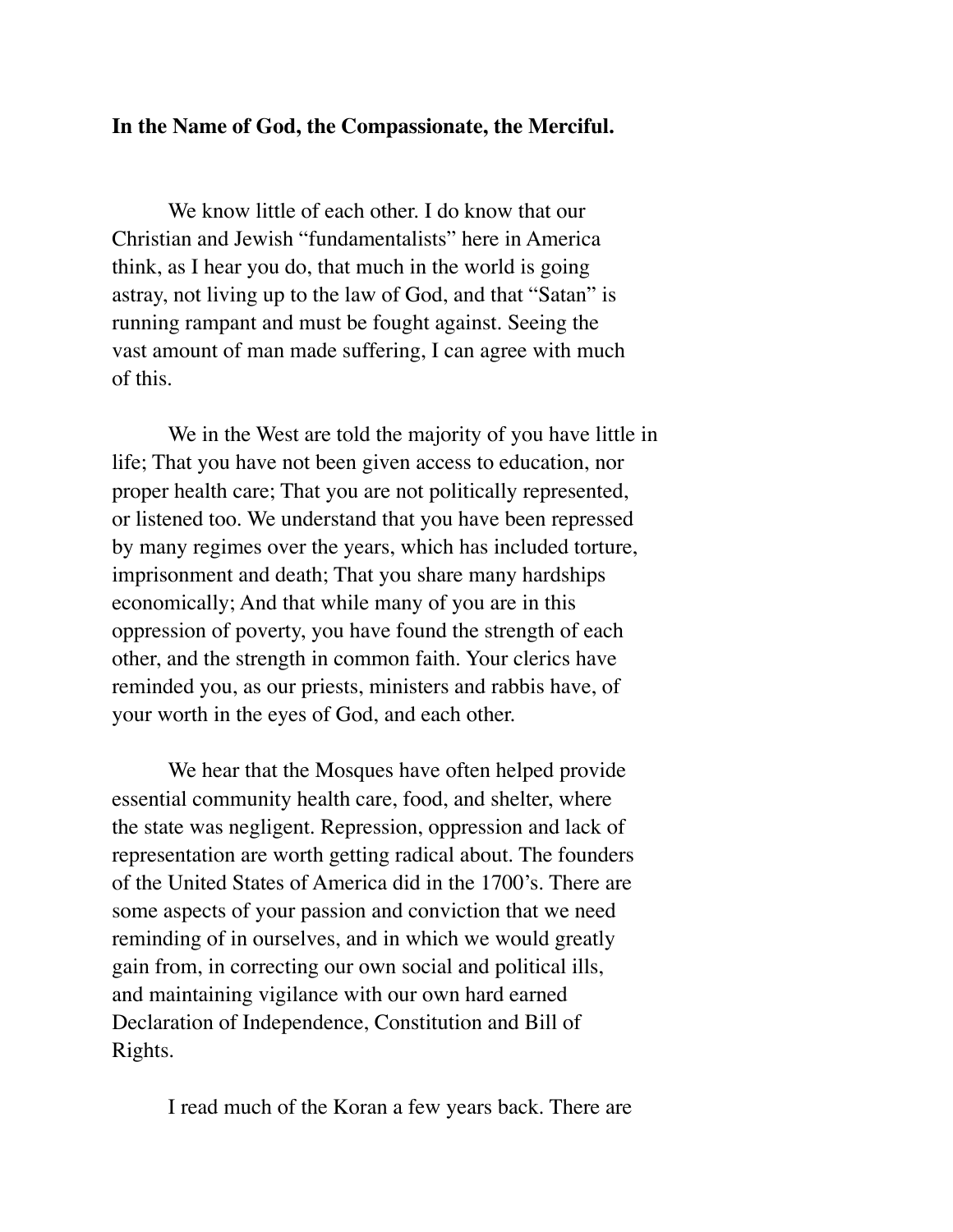**In the Name of God, the Compassionate, the Merciful.**

We know little of each other. I do know that our Christian and Jewish “fundamentalists” here in America think, as I hear you do, that much in the world is going astray, not living up to the law of God, and that “Satan” is running rampant and must be fought against. Seeing the vast amount of man made suffering, I can agree with much of this.

We in the West are told the majority of you have little in life; That you have not been given access to education, nor proper health care; That you are not politically represented, or listened too. We understand that you have been repressed by many regimes over the years, which has included torture, imprisonment and death; That you share many hardships economically; And that while many of you are in this oppression of poverty, you have found the strength of each other, and the strength in common faith. Your clerics have reminded you, as our priests, ministers and rabbis have, of your worth in the eyes of God, and each other.

We hear that the Mosques have often helped provide essential community health care, food, and shelter, where the state was negligent. Repression, oppression and lack of representation are worth getting radical about. The founders of the United States of America did in the 1700’s. There are some aspects of your passion and conviction that we need reminding of in ourselves, and in which we would greatly gain from, in correcting our own social and political ills, and maintaining vigilance with our own hard earned Declaration of Independence, Constitution and Bill of Rights.

I read much of the Koran a few years back. There are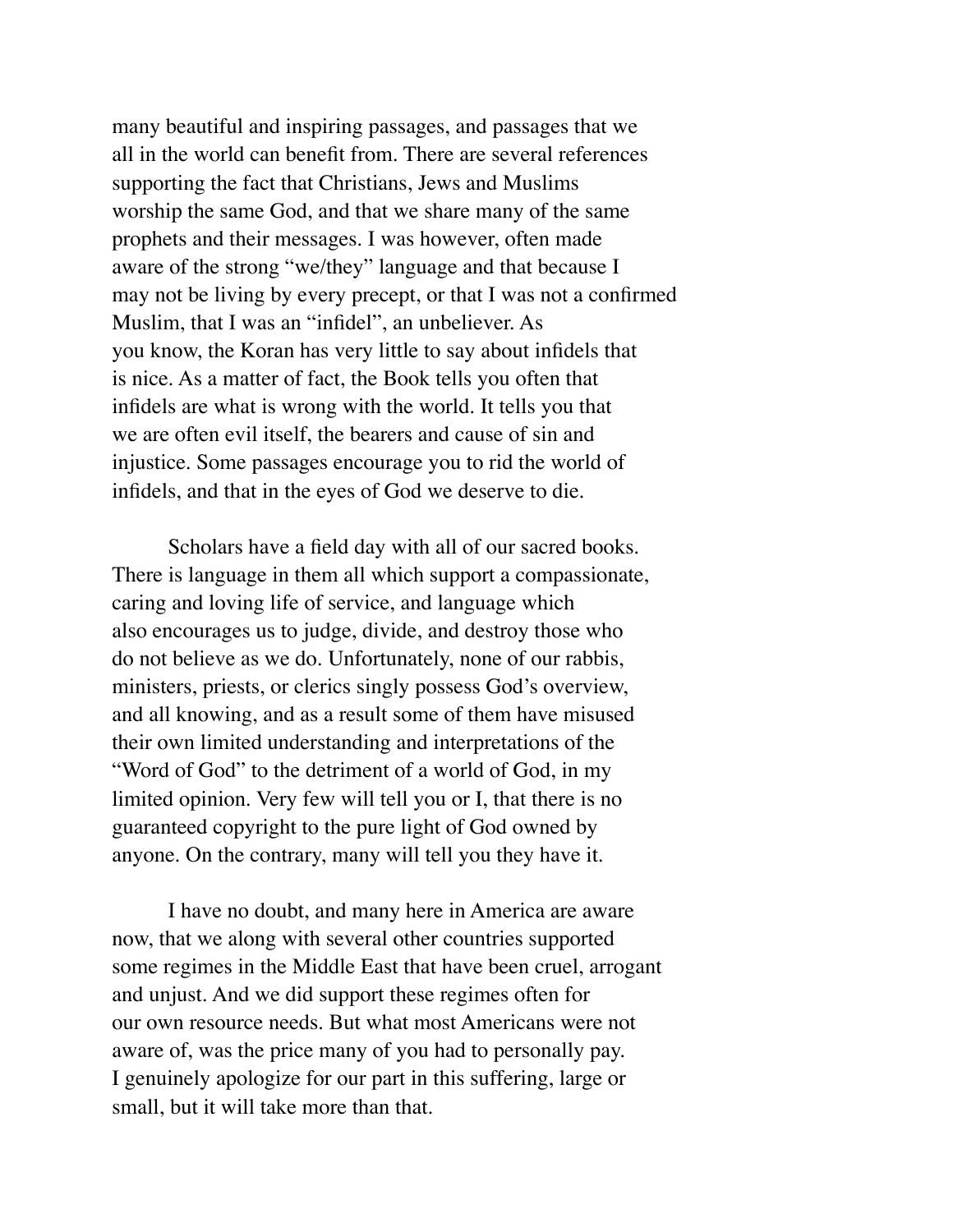many beautiful and inspiring passages, and passages that we all in the world can benefit from. There are several references supporting the fact that Christians, Jews and Muslims worship the same God, and that we share many of the same prophets and their messages. I was however, often made aware of the strong "we/they" language and that because I may not be living by every precept, or that I was not a confirmed Muslim, that I was an "infidel", an unbeliever. As you know, the Koran has very little to say about infidels that is nice. As a matter of fact, the Book tells you often that infidels are what is wrong with the world. It tells you that we are often evil itself, the bearers and cause of sin and injustice. Some passages encourage you to rid the world of infidels, and that in the eyes of God we deserve to die.

Scholars have a field day with all of our sacred books. There is language in them all which support a compassionate, caring and loving life of service, and language which also encourages us to judge, divide, and destroy those who do not believe as we do. Unfortunately, none of our rabbis, ministers, priests, or clerics singly possess God's overview, and all knowing, and as a result some of them have misused their own limited understanding and interpretations of the "Word of God" to the detriment of a world of God, in my limited opinion. Very few will tell you or I, that there is no guaranteed copyright to the pure light of God owned by anyone. On the contrary, many will tell you they have it.

I have no doubt, and many here in America are aware now, that we along with several other countries supported some regimes in the Middle East that have been cruel, arrogant and unjust. And we did support these regimes often for our own resource needs. But what most Americans were not aware of, was the price many of you had to personally pay. I genuinely apologize for our part in this suffering, large or small, but it will take more than that.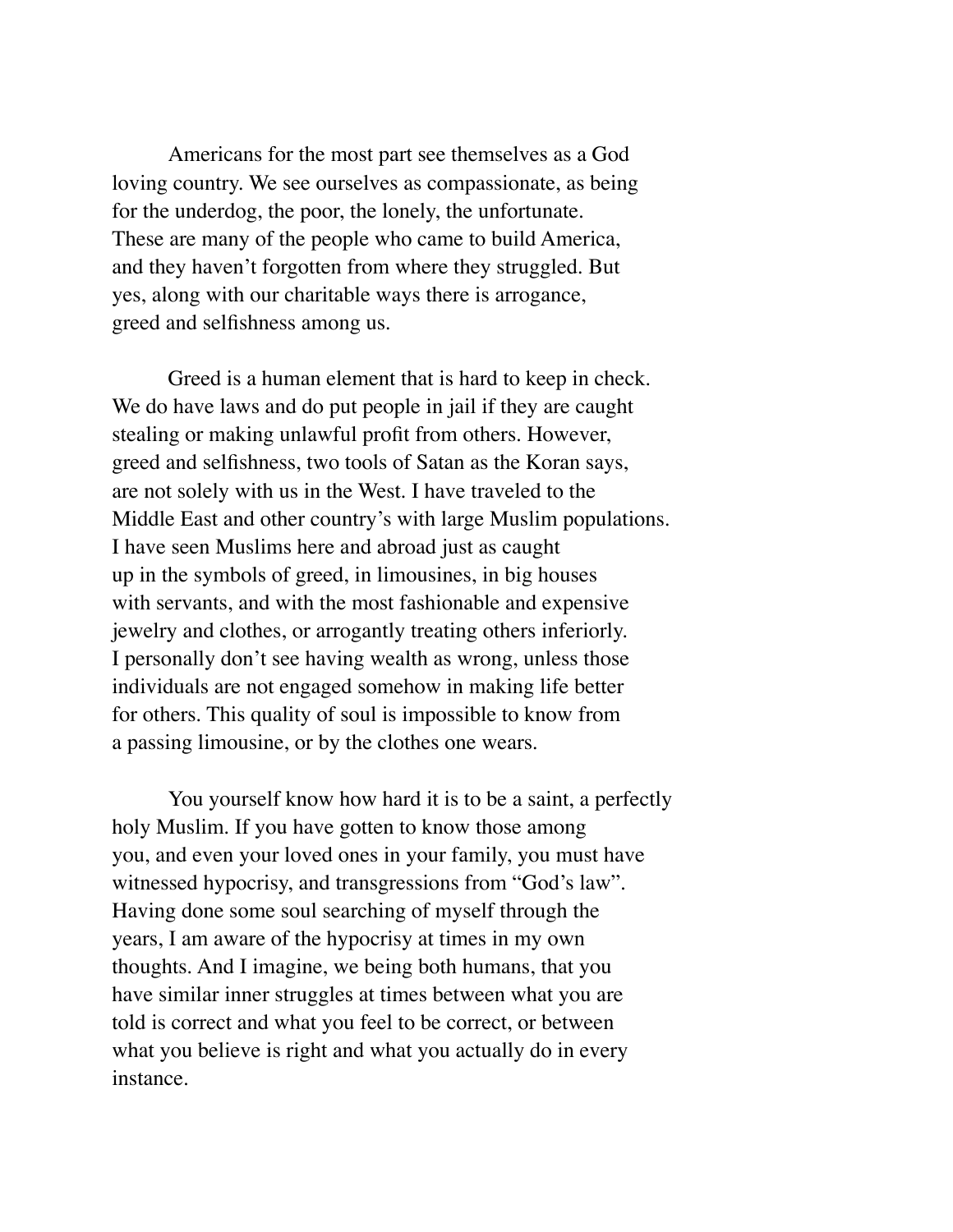Americans for the most part see themselves as a God loving country. We see ourselves as compassionate, as being for the underdog, the poor, the lonely, the unfortunate. These are many of the people who came to build America, and they haven't forgotten from where they struggled. But yes, along with our charitable ways there is arrogance, greed and selfishness among us.

Greed is a human element that is hard to keep in check. We do have laws and do put people in jail if they are caught stealing or making unlawful profit from others. However, greed and selfishness, two tools of Satan as the Koran says, are not solely with us in the West. I have traveled to the Middle East and other country's with large Muslim populations. I have seen Muslims here and abroad just as caught up in the symbols of greed, in limousines, in big houses with servants, and with the most fashionable and expensive jewelry and clothes, or arrogantly treating others inferiorly. I personally don't see having wealth as wrong, unless those individuals are not engaged somehow in making life better for others. This quality of soul is impossible to know from a passing limousine, or by the clothes one wears.

You yourself know how hard it is to be a saint, a perfectly holy Muslim. If you have gotten to know those among you, and even your loved ones in your family, you must have witnessed hypocrisy, and transgressions from "God's law". Having done some soul searching of myself through the years, I am aware of the hypocrisy at times in my own thoughts. And I imagine, we being both humans, that you have similar inner struggles at times between what you are told is correct and what you feel to be correct, or between what you believe is right and what you actually do in every instance.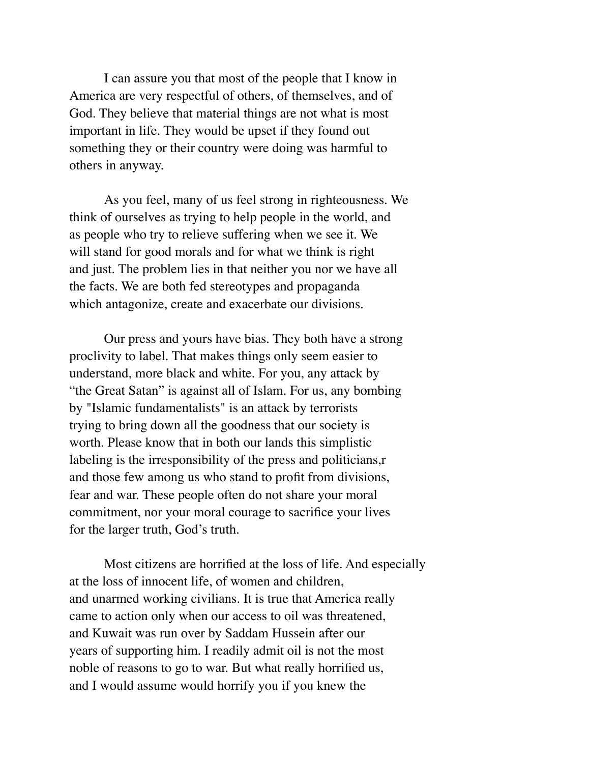I can assure you that most of the people that I know in America are very respectful of others, of themselves, and of God. They believe that material things are not what is most important in life. They would be upset if they found out something they or their country were doing was harmful to others in anyway.

As you feel, many of us feel strong in righteousness. We think of ourselves as trying to help people in the world, and as people who try to relieve suffering when we see it. We will stand for good morals and for what we think is right and just. The problem lies in that neither you nor we have all the facts. We are both fed stereotypes and propaganda which antagonize, create and exacerbate our divisions.

Our press and yours have bias. They both have a strong proclivity to label. That makes things only seem easier to understand, more black and white. For you, any attack by "the Great Satan" is against all of Islam. For us, any bombing by "Islamic fundamentalists" is an attack by terrorists trying to bring down all the goodness that our society is worth. Please know that in both our lands this simplistic labeling is the irresponsibility of the press and politicians,r and those few among us who stand to profit from divisions, fear and war. These people often do not share your moral commitment, nor your moral courage to sacrifice your lives for the larger truth, God's truth.

Most citizens are horrified at the loss of life. And especially at the loss of innocent life, of women and children, and unarmed working civilians. It is true that America really came to action only when our access to oil was threatened, and Kuwait was run over by Saddam Hussein after our years of supporting him. I readily admit oil is not the most noble of reasons to go to war. But what really horrified us, and I would assume would horrify you if you knew the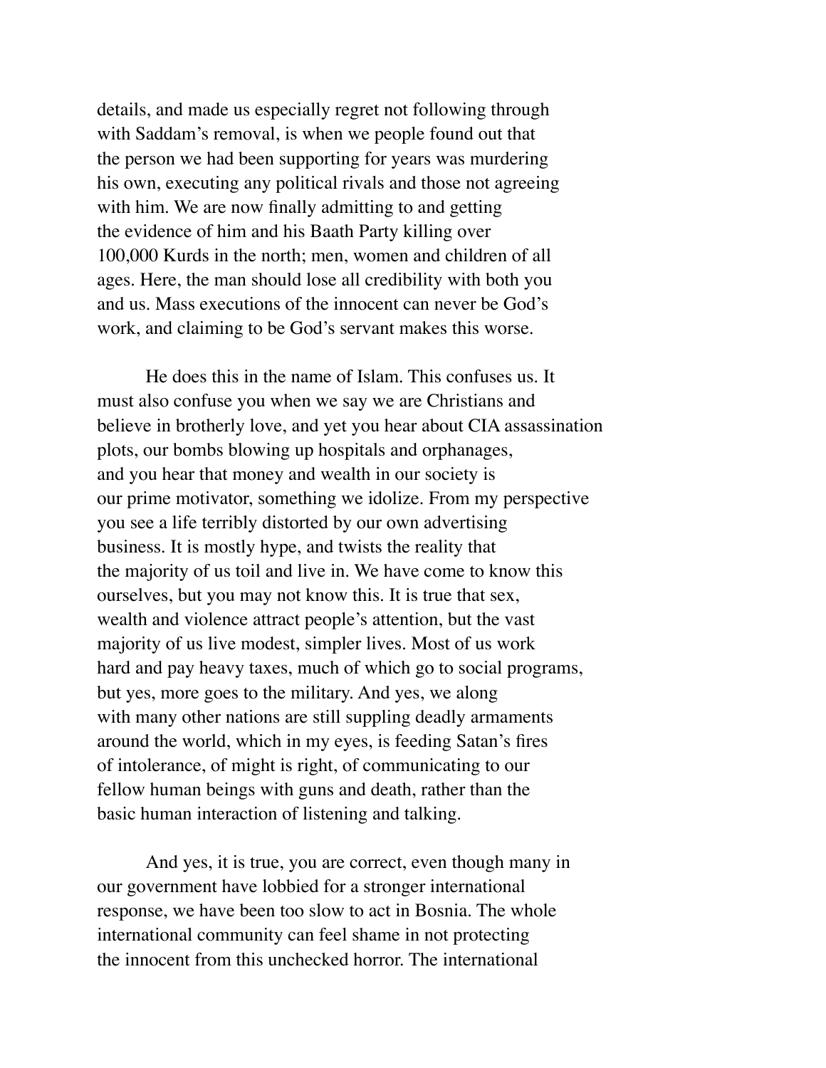details, and made us especially regret not following through with Saddam's removal, is when we people found out that the person we had been supporting for years was murdering his own, executing any political rivals and those not agreeing with him. We are now finally admitting to and getting the evidence of him and his Baath Party killing over 100,000 Kurds in the north; men, women and children of all ages. Here, the man should lose all credibility with both you and us. Mass executions of the innocent can never be God's work, and claiming to be God's servant makes this worse.

He does this in the name of Islam. This confuses us. It must also confuse you when we say we are Christians and believe in brotherly love, and yet you hear about CIA assassination plots, our bombs blowing up hospitals and orphanages, and you hear that money and wealth in our society is our prime motivator, something we idolize. From my perspective you see a life terribly distorted by our own advertising business. It is mostly hype, and twists the reality that the majority of us toil and live in. We have come to know this ourselves, but you may not know this. It is true that sex, wealth and violence attract people's attention, but the vast majority of us live modest, simpler lives. Most of us work hard and pay heavy taxes, much of which go to social programs, but yes, more goes to the military. And yes, we along with many other nations are still suppling deadly armaments around the world, which in my eyes, is feeding Satan's fires of intolerance, of might is right, of communicating to our fellow human beings with guns and death, rather than the basic human interaction of listening and talking.

And yes, it is true, you are correct, even though many in our government have lobbied for a stronger international response, we have been too slow to act in Bosnia. The whole international community can feel shame in not protecting the innocent from this unchecked horror. The international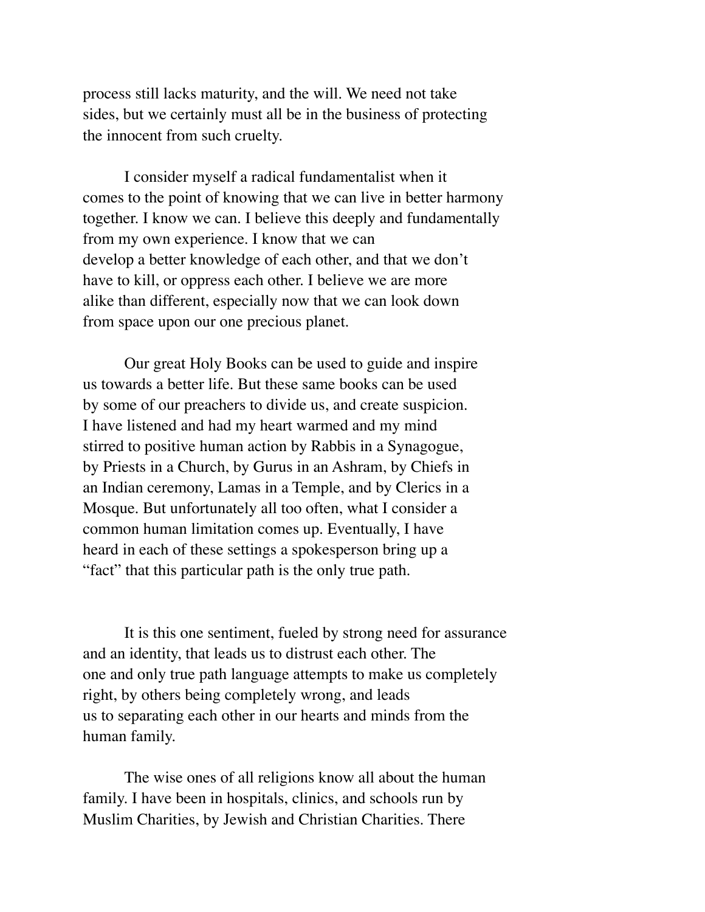process still lacks maturity, and the will. We need not take sides, but we certainly must all be in the business of protecting the innocent from such cruelty.

I consider myself a radical fundamentalist when it comes to the point of knowing that we can live in better harmony together. I know we can. I believe this deeply and fundamentally from my own experience. I know that we can develop a better knowledge of each other, and that we don't have to kill, or oppress each other. I believe we are more alike than different, especially now that we can look down from space upon our one precious planet.

Our great Holy Books can be used to guide and inspire us towards a better life. But these same books can be used by some of our preachers to divide us, and create suspicion. I have listened and had my heart warmed and my mind stirred to positive human action by Rabbis in a Synagogue, by Priests in a Church, by Gurus in an Ashram, by Chiefs in an Indian ceremony, Lamas in a Temple, and by Clerics in a Mosque. But unfortunately all too often, what I consider a common human limitation comes up. Eventually, I have heard in each of these settings a spokesperson bring up a "fact" that this particular path is the only true path.

It is this one sentiment, fueled by strong need for assurance and an identity, that leads us to distrust each other. The one and only true path language attempts to make us completely right, by others being completely wrong, and leads us to separating each other in our hearts and minds from the human family.

The wise ones of all religions know all about the human family. I have been in hospitals, clinics, and schools run by Muslim Charities, by Jewish and Christian Charities. There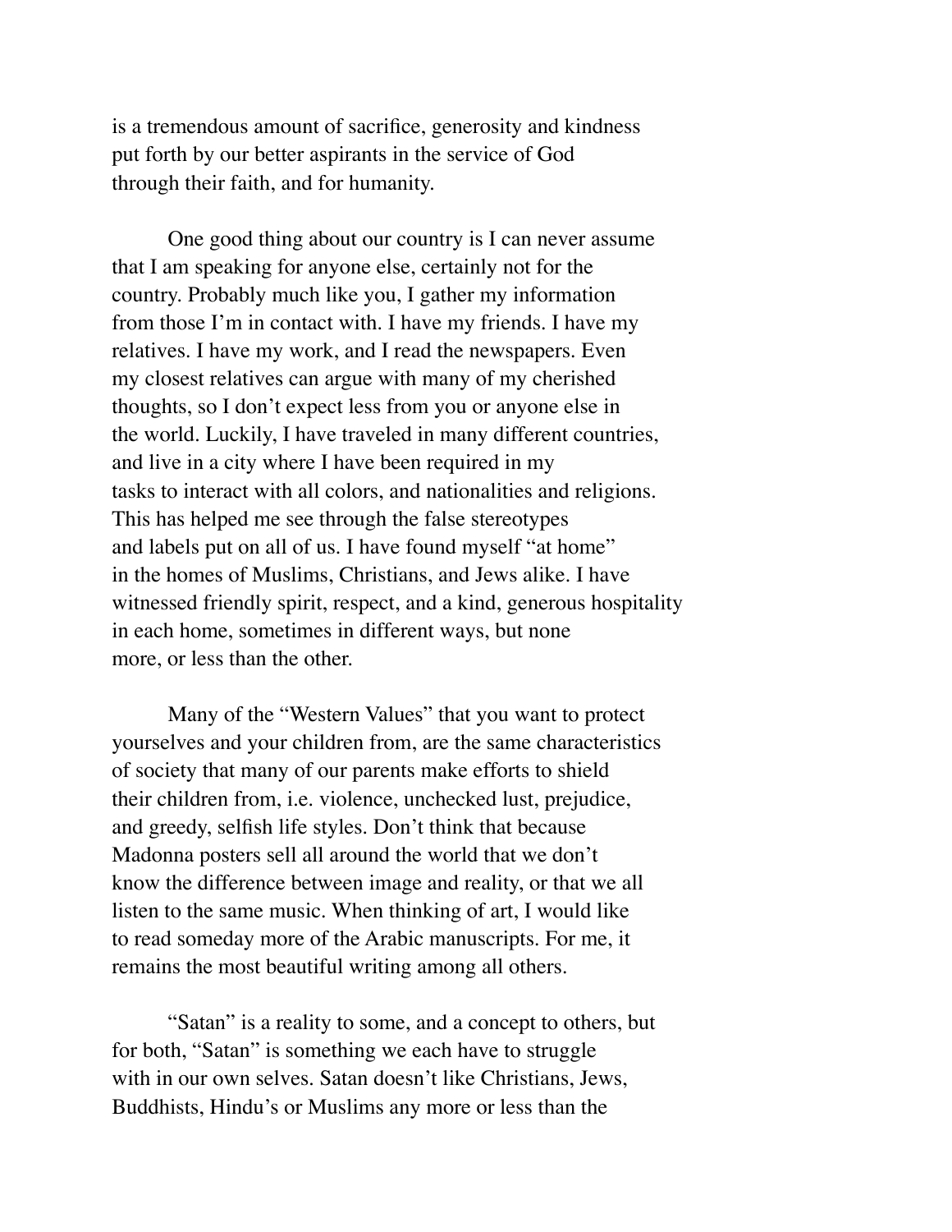is a tremendous amount of sacrifice, generosity and kindness put forth by our better aspirants in the service of God through their faith, and for humanity.

One good thing about our country is I can never assume that I am speaking for anyone else, certainly not for the country. Probably much like you, I gather my information from those I'm in contact with. I have my friends. I have my relatives. I have my work, and I read the newspapers. Even my closest relatives can argue with many of my cherished thoughts, so I don't expect less from you or anyone else in the world. Luckily, I have traveled in many different countries, and live in a city where I have been required in my tasks to interact with all colors, and nationalities and religions. This has helped me see through the false stereotypes and labels put on all of us. I have found myself "at home" in the homes of Muslims, Christians, and Jews alike. I have witnessed friendly spirit, respect, and a kind, generous hospitality in each home, sometimes in different ways, but none more, or less than the other.

Many of the "Western Values" that you want to protect yourselves and your children from, are the same characteristics of society that many of our parents make efforts to shield their children from, i.e. violence, unchecked lust, prejudice, and greedy, selfish life styles. Don't think that because Madonna posters sell all around the world that we don't know the difference between image and reality, or that we all listen to the same music. When thinking of art, I would like to read someday more of the Arabic manuscripts. For me, it remains the most beautiful writing among all others.

"Satan" is a reality to some, and a concept to others, but for both, "Satan" is something we each have to struggle with in our own selves. Satan doesn't like Christians, Jews, Buddhists, Hindu's or Muslims any more or less than the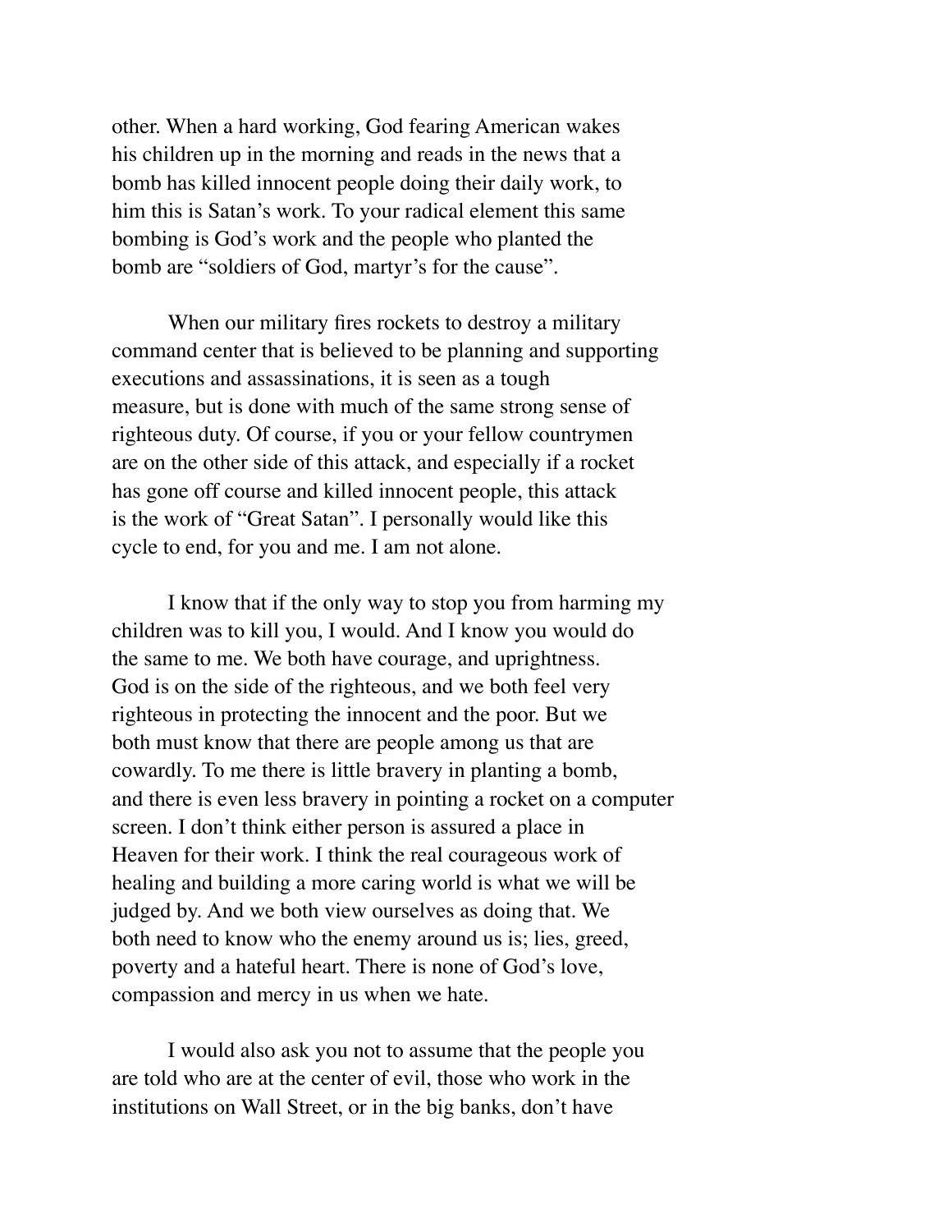other. When a hard working, God fearing American wakes his children up in the morning and reads in the news that a bomb has killed innocent people doing their daily work, to him this is Satan's work. To your radical element this same bombing is God's work and the people who planted the bomb are "soldiers of God, martyr's for the cause".

When our military fires rockets to destroy a military command center that is believed to be planning and supporting executions and assassinations, it is seen as a tough measure, but is done with much of the same strong sense of righteous duty. Of course, if you or your fellow countrymen are on the other side of this attack, and especially if a rocket has gone off course and killed innocent people, this attack is the work of "Great Satan". I personally would like this cycle to end, for you and me. I am not alone.

I know that if the only way to stop you from harming my children was to kill you, I would. And I know you would do the same to me. We both have courage, and uprightness. God is on the side of the righteous, and we both feel very righteous in protecting the innocent and the poor. But we both must know that there are people among us that are cowardly. To me there is little bravery in planting a bomb, and there is even less bravery in pointing a rocket on a computer screen. I don't think either person is assured a place in Heaven for their work. I think the real courageous work of healing and building a more caring world is what we will be judged by. And we both view ourselves as doing that. We both need to know who the enemy around us is; lies, greed, poverty and a hateful heart. There is none of God's love, compassion and mercy in us when we hate.

I would also ask you not to assume that the people you are told who are at the center of evil, those who work in the institutions on Wall Street, or in the big banks, don't have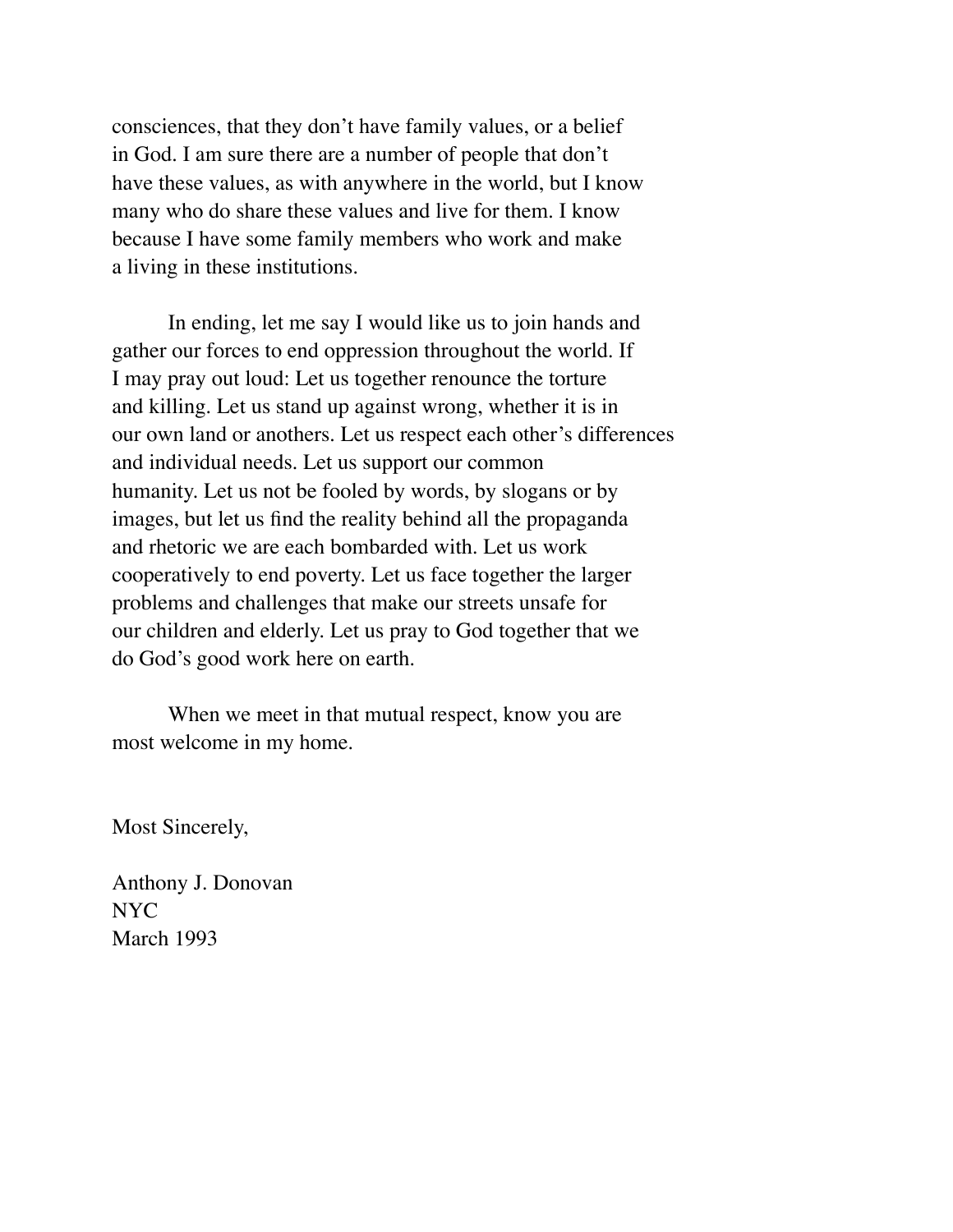consciences, that they don't have family values, or a belief in God. I am sure there are a number of people that don't have these values, as with anywhere in the world, but I know many who do share these values and live for them. I know because I have some family members who work and make a living in these institutions.

In ending, let me say I would like us to join hands and gather our forces to end oppression throughout the world. If I may pray out loud: Let us together renounce the torture and killing. Let us stand up against wrong, whether it is in our own land or anothers. Let us respect each other's differences and individual needs. Let us support our common humanity. Let us not be fooled by words, by slogans or by images, but let us find the reality behind all the propaganda and rhetoric we are each bombarded with. Let us work cooperatively to end poverty. Let us face together the larger problems and challenges that make our streets unsafe for our children and elderly. Let us pray to God together that we do God's good work here on earth.

When we meet in that mutual respect, know you are most welcome in my home.

Most Sincerely,

Anthony J. Donovan  
NYC  
March 1993